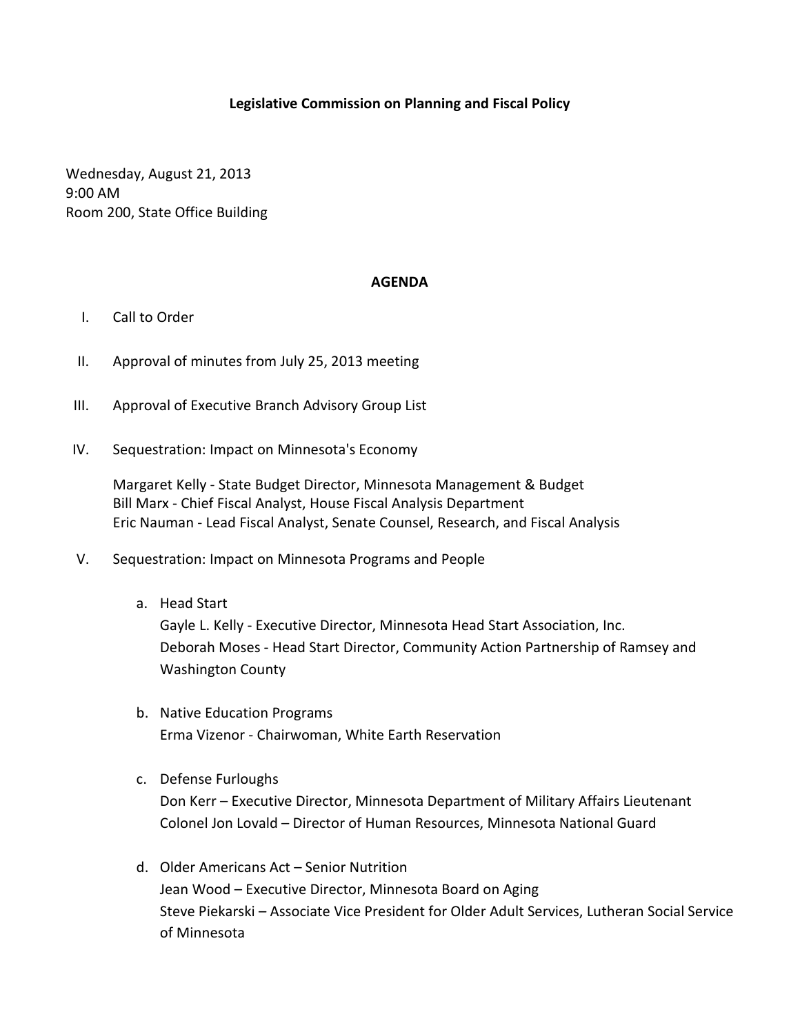# Legislative Commission on Planning and Fiscal Policy

Wednesday, August 21, 2013
9:00 AM
Room 200, State Office Building

## AGENDA

I. Call to Order

II. Approval of minutes from July 25, 2013 meeting

III. Approval of Executive Branch Advisory Group List

IV. Sequestration: Impact on Minnesota's Economy

   Margaret Kelly - State Budget Director, Minnesota Management & Budget
   Bill Marx - Chief Fiscal Analyst, House Fiscal Analysis Department
   Eric Nauman - Lead Fiscal Analyst, Senate Counsel, Research, and Fiscal Analysis

V. Sequestration: Impact on Minnesota Programs and People

   a. Head Start
      Gayle L. Kelly - Executive Director, Minnesota Head Start Association, Inc.
      Deborah Moses - Head Start Director, Community Action Partnership of Ramsey and Washington County

   b. Native Education Programs
      Erma Vizenor - Chairwoman, White Earth Reservation

   c. Defense Furloughs
      Don Kerr – Executive Director, Minnesota Department of Military Affairs Lieutenant
      Colonel Jon Lovald – Director of Human Resources, Minnesota National Guard

   d. Older Americans Act – Senior Nutrition
      Jean Wood – Executive Director, Minnesota Board on Aging
      Steve Piekarski – Associate Vice President for Older Adult Services, Lutheran Social Service of Minnesota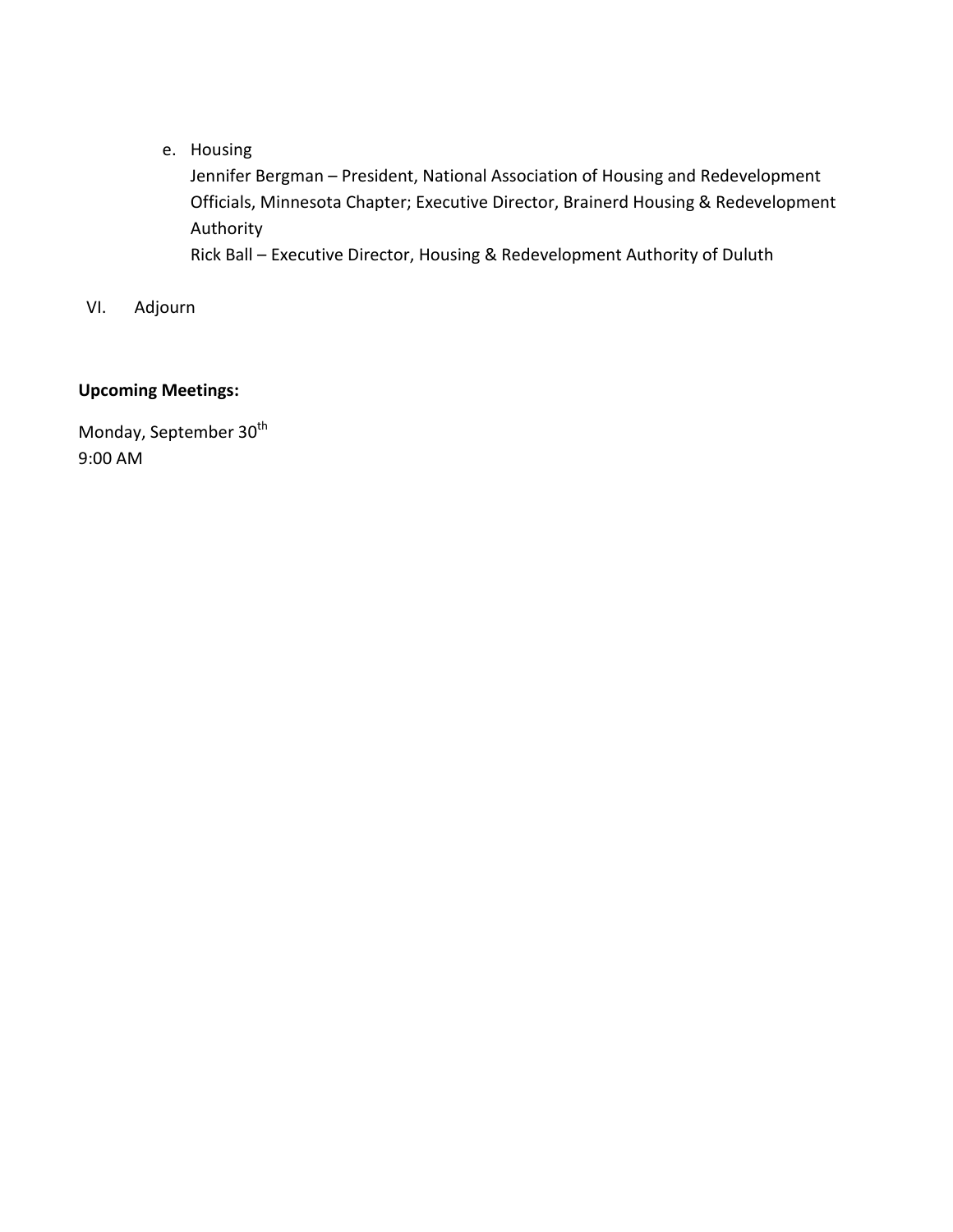e. Housing
   Jennifer Bergman – President, National Association of Housing and Redevelopment Officials, Minnesota Chapter; Executive Director, Brainerd Housing & Redevelopment Authority
   Rick Ball – Executive Director, Housing & Redevelopment Authority of Duluth

VI. Adjourn

**Upcoming Meetings:**

Monday, September 30th
9:00 AM